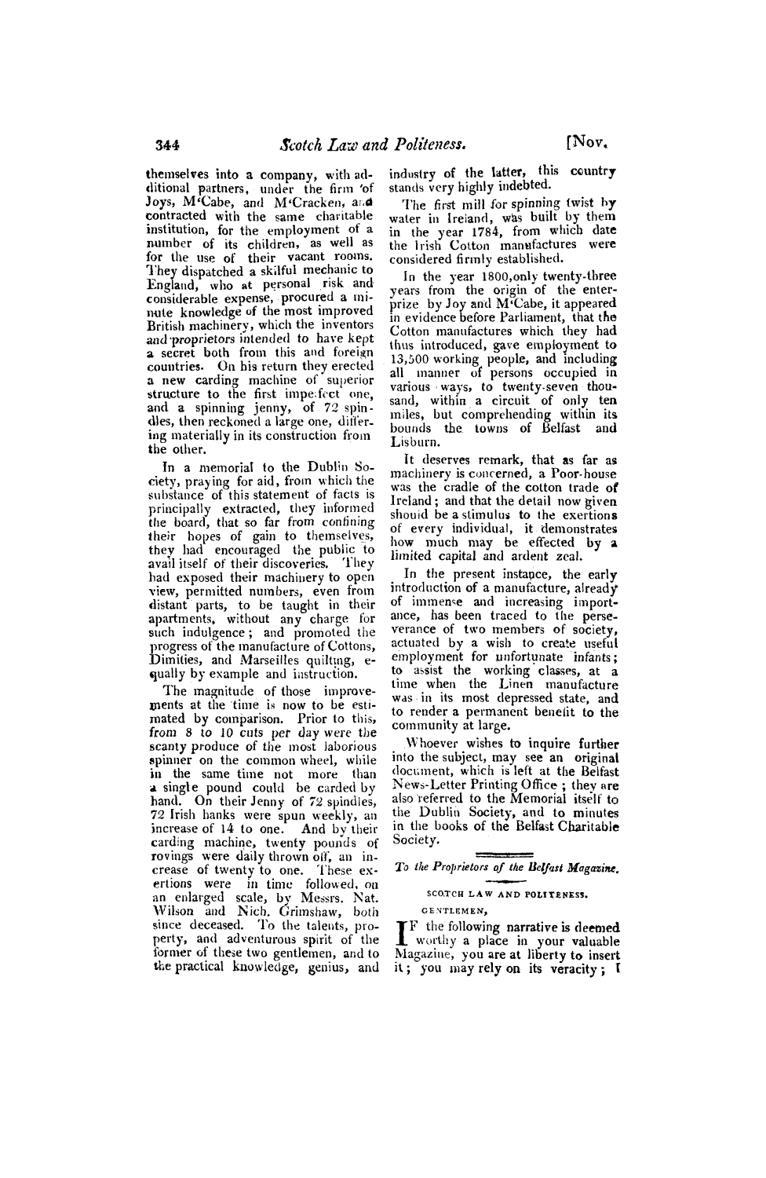themselves into a company, with additional partners, under the firm of Joys, M'Cabe, and M'Cracken, and contracted with the same charitable institution, for the employment of a number of its children, as well as for the use of their vacant rooms. They dispatched a skilful mechanic to England, who at personal risk and considerable expense, procured a minute knowledge of the most improved British machinery, which the inventors and proprietors intended to have kept a secret both from this and foreign countries. On his return they erected a new carding machine of superior structure to the first imperfect one, and a spinning jenny, of 72 spindles, then reckoned a large one, differing materially in its construction from the other.

In a memorial to the Dublin Society, praying for aid, from which the substance of this statement of facts is principally extracted, they informed the board, that so far from confining their hopes of gain to themselves, they had encouraged the public to avail itself of their discoveries. They had exposed their machinery to open view, permitted numbers, even from distant parts, to be taught in their apartments, without any charge for such indulgence; and promoted the progress of the manufacture of Cottons, Dimities, and Marseilles quilting, equally by example and instruction.

The magnitude of those improvements at the time is now to be estimated by comparison. Prior to this, from 8 to 10 cuts per day were the scanty produce of the most laborious spinner on the common wheel, while in the same time not more than a single pound could be carded by hand. On their Jenny of 72 spindles, 72 Irish hanks were spun weekly, an increase of 14 to one. And by their carding machine, twenty pounds of rovings were daily thrown off, an increase of twenty to one. These exertions were in time followed, on an enlarged scale, by Messrs. Nat. Wilson and Nich. Grimshaw, both since deceased. To the talents, property, and adventurous spirit of the former of these two gentlemen, and to the practical knowledge, genius, and industry of the latter, this country stands very highly indebted.

The first mill for spinning twist by water in Ireland, was built by them in the year 1784, from which date the Irish Cotton manufactures were considered firmly established.

In the year 1800, only twenty-three years from the origin of the enterprize by Joy and M'Cabe, it appeared in evidence before Parliament, that the Cotton manufactures which they had thus introduced, gave employment to 13,500 working people, and including all manner of persons occupied in various ways, to twenty-seven thousand, within a circuit of only ten miles, but comprehending within its bounds the towns of Belfast and Lisburn.

It deserves remark, that as far as machinery is concerned, a Poor-house was the cradle of the cotton trade of Ireland; and that the detail now given should be a stimulus to the exertions of every individual, it demonstrates how much may be effected by a limited capital and ardent zeal.

In the present instance, the early introduction of a manufacture, already of immense and increasing importance, has been traced to the perseverance of two members of society, actuated by a wish to create useful employment for unfortunate infants; to assist the working classes, at a time when the Linen manufacture was in its most depressed state, and to render a permanent benefit to the community at large.

Whoever wishes to inquire further into the subject, may see an original document, which is left at the Belfast News-Letter Printing Office; they are also referred to the Memorial itself to the Dublin Society, and to minutes in the books of the Belfast Charitable Society.

---

*To the Proprietors of the Belfast Magazine.*

## SCOTCH LAW AND POLITENESS.

GENTLEMEN,

IF the following narrative is deemed worthy a place in your valuable Magazine, you are at liberty to insert it; you may rely on its veracity; I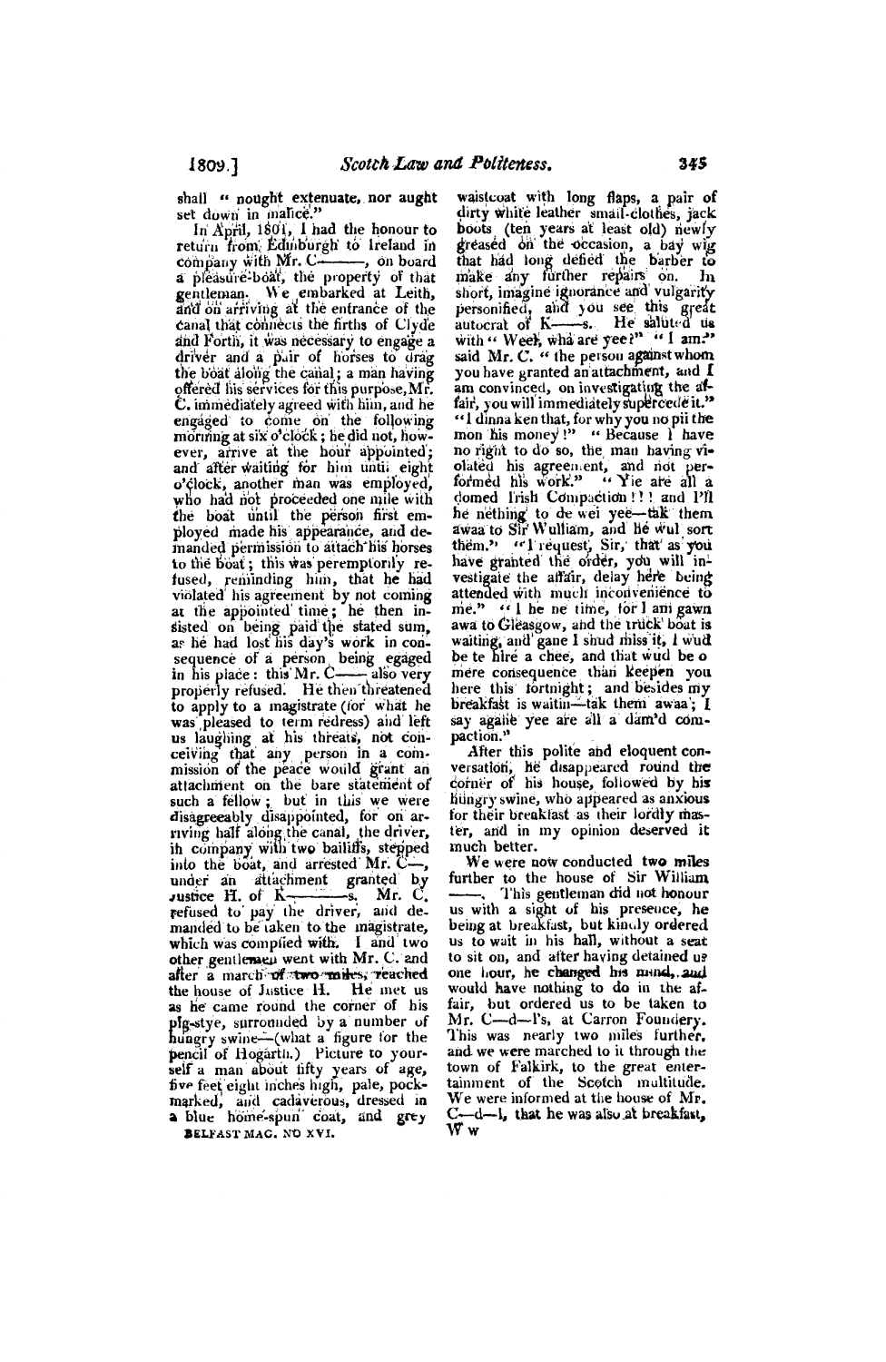shall "nought extenuate, nor aught set down in malice."

In April, 1801, I had the honour to return from Edinburgh to Ireland in company with Mr. C———, on board a pleasure-boat, the property of that gentleman. We embarked at Leith, and on arriving at the entrance of the canal that connects the firths of Clyde and Forth, it was necessary to engage a driver and a pair of horses to drag the boat along the canal; a man having offered his services for this purpose, Mr. C. immediately agreed with him, and he engaged to come on the following morning at six o'clock; he did not, however, arrive at the hour appointed; and after waiting for him until eight o'clock, another man was employed, who had not proceeded one mile with the boat until the person first employed made his appearance, and demanded permission to attach his horses to the boat; this was peremptorily refused, reminding him, that he had violated his agreement by not coming at the appointed time; he then insisted on being paid the stated sum, as he had lost his day's work in consequence of a person being egaged in his place: this Mr. C—— also very properly refused. He then threatened to apply to a magistrate (for what he was pleased to term redress) and left us laughing at his threats, not conceiving that any person in a commission of the peace would grant an attachment on the bare statement of such a fellow; but in this we were disagreeably disappointed, for on arriving half along the canal, the driver, in company with two bailiffs, stepped into the boat, and arrested Mr. C—, under an attachment granted by Justice H. of K———s. Mr. C. refused to pay the driver, and demanded to be taken to the magistrate, which was complied with. I and two other gentlemen went with Mr. C. and after a march of two miles, reached the house of Justice H. He met us as he came round the corner of his pig-stye, surrounded by a number of hungry swine—(what a figure for the pencil of Hogarth.) Picture to yourself a man about fifty years of age, five feet eight inches high, pale, pock-marked, and cadaverous, dressed in a blue home-spun coat, and grey waistcoat with long flaps, a pair of dirty white leather small-clothes, jack boots (ten years at least old) newly greased on the occasion, a bay wig that had long defied the barber to make any further repairs on. In short, imagine ignorance and vulgarity personified, and you see this great autocrat of K——s. He saluted us with "Weel, wha are yee?" "I am," said Mr. C. "the person against whom you have granted an attachment, and I am convinced, on investigating the affair, you will immediately supercede it." "I dinna ken that, for why you no pii the mon his money!" "Because I have no right to do so, the man having violated his agreement, and not performed his work." "Yie are all a domed Irish Compaction!!! and I'll he nething to de wei yee—tak them awaa to Sir Wulliam, and he wul sort them." "I request, Sir, that as you have granted the order, you will investigate the affair, delay here being attended with much inconvenience to me." "I he ne time, for I am gawn awa to Gleasgow, and the truck boat is waiting, and gane I shud miss it, I wud be te hire a chee, and that wud be o mere consequence than keepen you here this fortnight; and besides my breakfast is waitin—tak them awaa; I say againe yee are all a dam'd compaction."

After this polite and eloquent conversation, he disappeared round the corner of his house, followed by his hungry swine, who appeared as anxious for their breakfast as their lordly master, and in my opinion deserved it much better.

We were now conducted two miles further to the house of Sir William ——. This gentleman did not honour us with a sight of his presence, he being at breakfast, but kindly ordered us to wait in his hall, without a seat to sit on, and after having detained us one hour, he changed his mind, and would have nothing to do in the affair, but ordered us to be taken to Mr. C—d—l's, at Carron Foundery. This was nearly two miles further, and we were marched to it through the town of Falkirk, to the great entertainment of the Scotch multitude. We were informed at the house of Mr. C—d—l, that he was also at breakfast,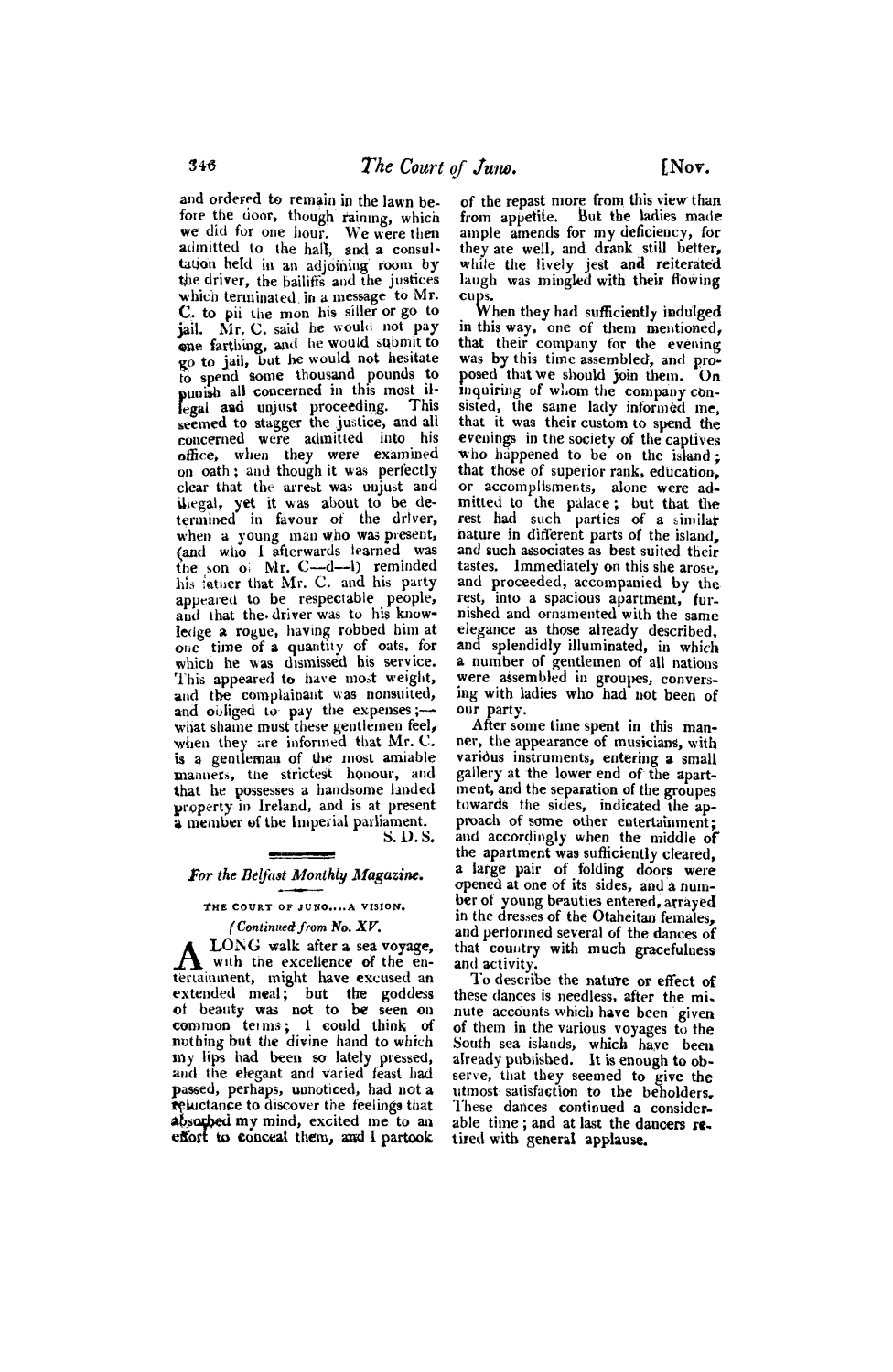and ordered to remain in the lawn before the door, though raining, which we did for one hour. We were then admitted to the hall, and a consultation held in an adjoining room by the driver, the bailiffs and the justices which terminated in a message to Mr. C. to pii the mon his siller or go to jail. Mr. C. said he would not pay one farthing, and he would submit to go to jail, but he would not hesitate to spend some thousand pounds to punish all concerned in this most illegal and unjust proceeding. This seemed to stagger the justice, and all concerned were admitted into his office, when they were examined on oath; and though it was perfectly clear that the arrest was unjust and illegal, yet it was about to be determined in favour of the driver, when a young man who was present, (and who I afterwards learned was the son of Mr. C—d—l) reminded his father that Mr. C. and his party appeared to be respectable people, and that the driver was to his knowledge a rogue, having robbed him at one time of a quantity of oats, for which he was dismissed his service. This appeared to have most weight, and the complainant was nonsuited, and obliged to pay the expenses;—what shame must these gentlemen feel, when they are informed that Mr. C. is a gentleman of the most amiable manners, the strictest honour, and that he possesses a handsome landed property in Ireland, and is at present a member of the Imperial parliament.

S. D. S.

*For the Belfast Monthly Magazine.*

## THE COURT OF JUNO....A VISION.

*(Continued from No. XV.*

A LONG walk after a sea voyage, with the excellence of the entertainment, might have excused an extended meal; but the goddess of beauty was not to be seen on common terms; I could think of nothing but the divine hand to which my lips had been so lately pressed, and the elegant and varied feast had passed, perhaps, unnoticed, had not a reluctance to discover the feelings that absorbed my mind, excited me to an effort to conceal them, and I partook of the repast more from this view than from appetite. But the ladies made ample amends for my deficiency, for they ate well, and drank still better, while the lively jest and reiterated laugh was mingled with their flowing cups.

When they had sufficiently indulged in this way, one of them mentioned, that their company for the evening was by this time assembled, and proposed that we should join them. On inquiring of whom the company consisted, the same lady informed me, that it was their custom to spend the evenings in the society of the captives who happened to be on the island; that those of superior rank, education, or accomplishments, alone were admitted to the palace; but that the rest had such parties of a similar nature in different parts of the island, and such associates as best suited their tastes. Immediately on this she arose, and proceeded, accompanied by the rest, into a spacious apartment, furnished and ornamented with the same elegance as those already described, and splendidly illuminated, in which a number of gentlemen of all nations were assembled in groupes, conversing with ladies who had not been of our party.

After some time spent in this manner, the appearance of musicians, with various instruments, entering a small gallery at the lower end of the apartment, and the separation of the groupes towards the sides, indicated the approach of some other entertainment; and accordingly when the middle of the apartment was sufficiently cleared, a large pair of folding doors were opened at one of its sides, and a number of young beauties entered, arrayed in the dresses of the Otaheitan females, and performed several of the dances of that country with much gracefulness and activity.

To describe the nature or effect of these dances is needless, after the minute accounts which have been given of them in the various voyages to the South sea islands, which have been already published. It is enough to observe, that they seemed to give the utmost satisfaction to the beholders. These dances continued a considerable time; and at last the dancers retired with general applause.